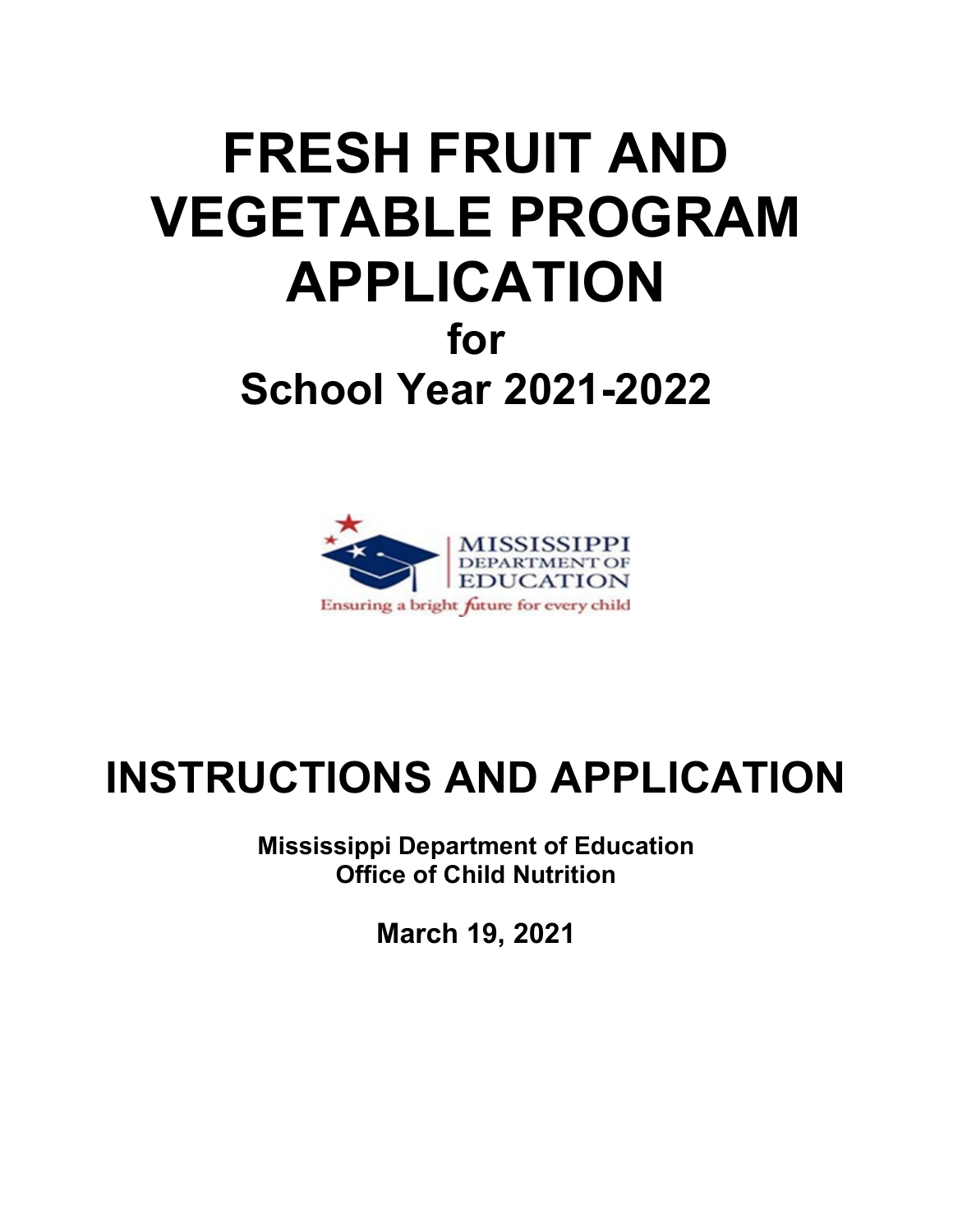# FRESH FRUIT AND VEGETABLE PROGRAM APPLICATION

## for

## School Year 2021-2022

MISSISSIPPI DEPARTMENT OF EDUCATION

Ensuring a bright future for every child

# INSTRUCTIONS AND APPLICATION

**Mississippi Department of Education**
**Office of Child Nutrition**

**March 19, 2021**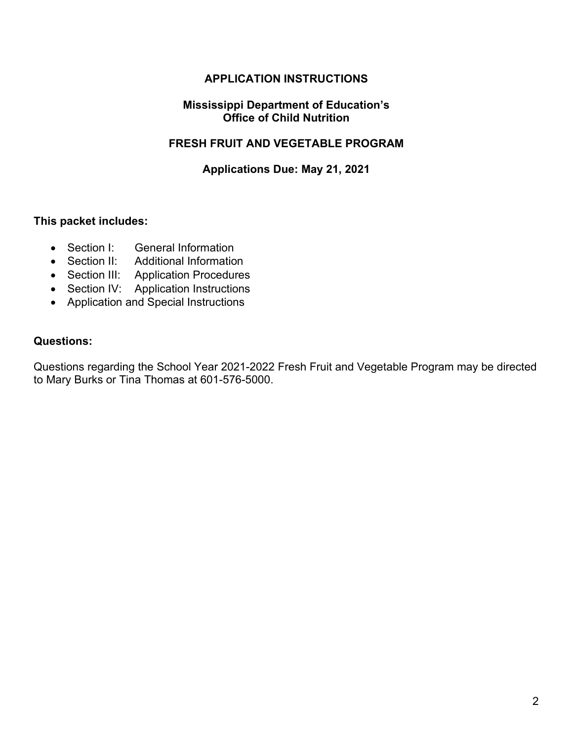# APPLICATION INSTRUCTIONS

## Mississippi Department of Education's Office of Child Nutrition

## FRESH FRUIT AND VEGETABLE PROGRAM

### Applications Due: May 21, 2021

**This packet includes:**

- Section I: General Information
- Section II: Additional Information
- Section III: Application Procedures
- Section IV: Application Instructions
- Application and Special Instructions

**Questions:**

Questions regarding the School Year 2021-2022 Fresh Fruit and Vegetable Program may be directed to Mary Burks or Tina Thomas at 601-576-5000.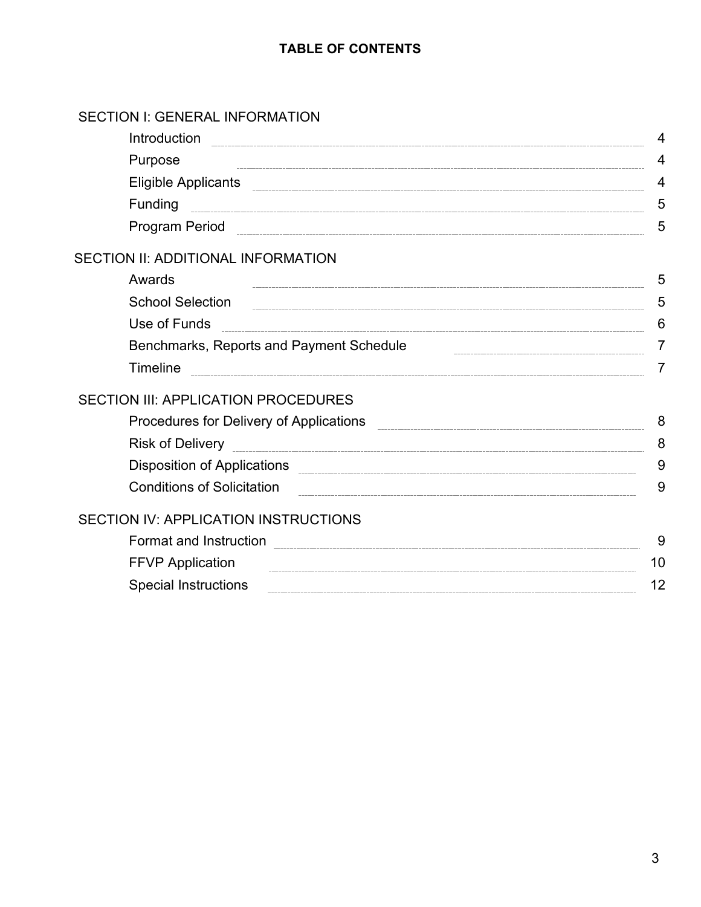# TABLE OF CONTENTS

**SECTION I: GENERAL INFORMATION**

| | |
|---|---|
| Introduction | 4 |
| Purpose | 4 |
| Eligible Applicants | 4 |
| Funding | 5 |
| Program Period | 5 |

**SECTION II: ADDITIONAL INFORMATION**

| | |
|---|---|
| Awards | 5 |
| School Selection | 5 |
| Use of Funds | 6 |
| Benchmarks, Reports and Payment Schedule | 7 |
| Timeline | 7 |

**SECTION III: APPLICATION PROCEDURES**

| | |
|---|---|
| Procedures for Delivery of Applications | 8 |
| Risk of Delivery | 8 |
| Disposition of Applications | 9 |
| Conditions of Solicitation | 9 |

**SECTION IV: APPLICATION INSTRUCTIONS**

| | |
|---|---|
| Format and Instruction | 9 |
| FFVP Application | 10 |
| Special Instructions | 12 |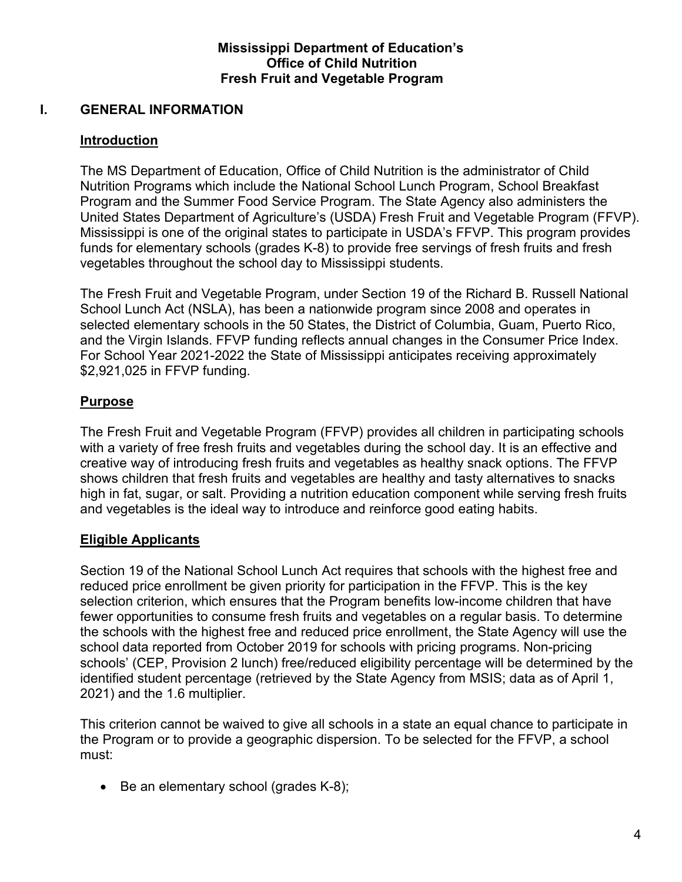**Mississippi Department of Education's**
**Office of Child Nutrition**
**Fresh Fruit and Vegetable Program**

# I. GENERAL INFORMATION

## Introduction

The MS Department of Education, Office of Child Nutrition is the administrator of Child Nutrition Programs which include the National School Lunch Program, School Breakfast Program and the Summer Food Service Program. The State Agency also administers the United States Department of Agriculture's (USDA) Fresh Fruit and Vegetable Program (FFVP). Mississippi is one of the original states to participate in USDA's FFVP. This program provides funds for elementary schools (grades K-8) to provide free servings of fresh fruits and fresh vegetables throughout the school day to Mississippi students.

The Fresh Fruit and Vegetable Program, under Section 19 of the Richard B. Russell National School Lunch Act (NSLA), has been a nationwide program since 2008 and operates in selected elementary schools in the 50 States, the District of Columbia, Guam, Puerto Rico, and the Virgin Islands. FFVP funding reflects annual changes in the Consumer Price Index. For School Year 2021-2022 the State of Mississippi anticipates receiving approximately $2,921,025 in FFVP funding.

## Purpose

The Fresh Fruit and Vegetable Program (FFVP) provides all children in participating schools with a variety of free fresh fruits and vegetables during the school day. It is an effective and creative way of introducing fresh fruits and vegetables as healthy snack options. The FFVP shows children that fresh fruits and vegetables are healthy and tasty alternatives to snacks high in fat, sugar, or salt. Providing a nutrition education component while serving fresh fruits and vegetables is the ideal way to introduce and reinforce good eating habits.

## Eligible Applicants

Section 19 of the National School Lunch Act requires that schools with the highest free and reduced price enrollment be given priority for participation in the FFVP. This is the key selection criterion, which ensures that the Program benefits low-income children that have fewer opportunities to consume fresh fruits and vegetables on a regular basis. To determine the schools with the highest free and reduced price enrollment, the State Agency will use the school data reported from October 2019 for schools with pricing programs. Non-pricing schools' (CEP, Provision 2 lunch) free/reduced eligibility percentage will be determined by the identified student percentage (retrieved by the State Agency from MSIS; data as of April 1, 2021) and the 1.6 multiplier.

This criterion cannot be waived to give all schools in a state an equal chance to participate in the Program or to provide a geographic dispersion. To be selected for the FFVP, a school must:

- Be an elementary school (grades K-8);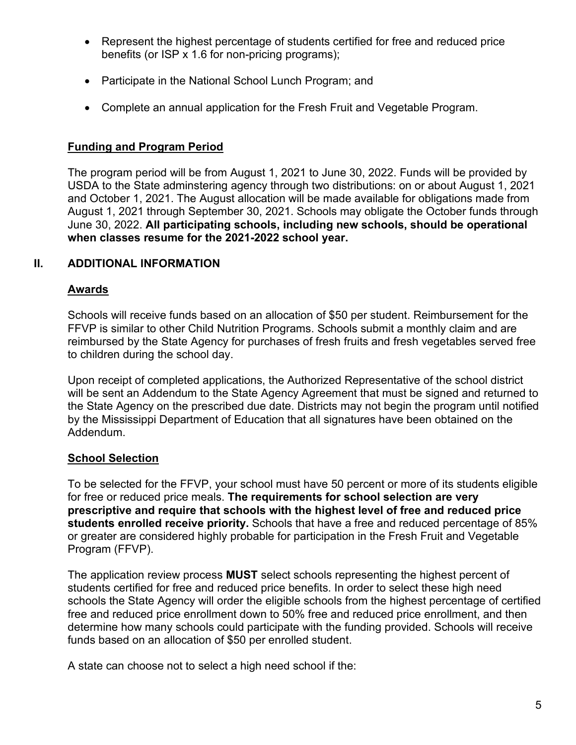- Represent the highest percentage of students certified for free and reduced price benefits (or ISP x 1.6 for non-pricing programs);
- Participate in the National School Lunch Program; and
- Complete an annual application for the Fresh Fruit and Vegetable Program.

### Funding and Program Period

The program period will be from August 1, 2021 to June 30, 2022. Funds will be provided by USDA to the State adminstering agency through two distributions: on or about August 1, 2021 and October 1, 2021. The August allocation will be made available for obligations made from August 1, 2021 through September 30, 2021. Schools may obligate the October funds through June 30, 2022. **All participating schools, including new schools, should be operational when classes resume for the 2021-2022 school year.**

## II. ADDITIONAL INFORMATION

### Awards

Schools will receive funds based on an allocation of $50 per student. Reimbursement for the FFVP is similar to other Child Nutrition Programs. Schools submit a monthly claim and are reimbursed by the State Agency for purchases of fresh fruits and fresh vegetables served free to children during the school day.

Upon receipt of completed applications, the Authorized Representative of the school district will be sent an Addendum to the State Agency Agreement that must be signed and returned to the State Agency on the prescribed due date. Districts may not begin the program until notified by the Mississippi Department of Education that all signatures have been obtained on the Addendum.

### School Selection

To be selected for the FFVP, your school must have 50 percent or more of its students eligible for free or reduced price meals. **The requirements for school selection are very prescriptive and require that schools with the highest level of free and reduced price students enrolled receive priority.** Schools that have a free and reduced percentage of 85% or greater are considered highly probable for participation in the Fresh Fruit and Vegetable Program (FFVP).

The application review process **MUST** select schools representing the highest percent of students certified for free and reduced price benefits. In order to select these high need schools the State Agency will order the eligible schools from the highest percentage of certified free and reduced price enrollment down to 50% free and reduced price enrollment, and then determine how many schools could participate with the funding provided. Schools will receive funds based on an allocation of $50 per enrolled student.

A state can choose not to select a high need school if the: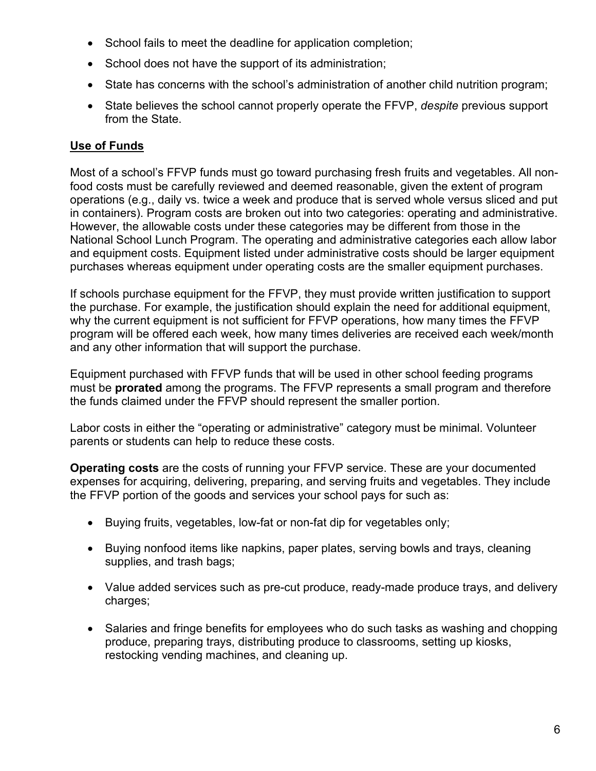- School fails to meet the deadline for application completion;
- School does not have the support of its administration;
- State has concerns with the school's administration of another child nutrition program;
- State believes the school cannot properly operate the FFVP, *despite* previous support from the State.

## Use of Funds

Most of a school's FFVP funds must go toward purchasing fresh fruits and vegetables. All non-food costs must be carefully reviewed and deemed reasonable, given the extent of program operations (e.g., daily vs. twice a week and produce that is served whole versus sliced and put in containers). Program costs are broken out into two categories: operating and administrative. However, the allowable costs under these categories may be different from those in the National School Lunch Program. The operating and administrative categories each allow labor and equipment costs. Equipment listed under administrative costs should be larger equipment purchases whereas equipment under operating costs are the smaller equipment purchases.

If schools purchase equipment for the FFVP, they must provide written justification to support the purchase. For example, the justification should explain the need for additional equipment, why the current equipment is not sufficient for FFVP operations, how many times the FFVP program will be offered each week, how many times deliveries are received each week/month and any other information that will support the purchase.

Equipment purchased with FFVP funds that will be used in other school feeding programs must be **prorated** among the programs. The FFVP represents a small program and therefore the funds claimed under the FFVP should represent the smaller portion.

Labor costs in either the "operating or administrative" category must be minimal. Volunteer parents or students can help to reduce these costs.

**Operating costs** are the costs of running your FFVP service. These are your documented expenses for acquiring, delivering, preparing, and serving fruits and vegetables. They include the FFVP portion of the goods and services your school pays for such as:

- Buying fruits, vegetables, low-fat or non-fat dip for vegetables only;
- Buying nonfood items like napkins, paper plates, serving bowls and trays, cleaning supplies, and trash bags;
- Value added services such as pre-cut produce, ready-made produce trays, and delivery charges;
- Salaries and fringe benefits for employees who do such tasks as washing and chopping produce, preparing trays, distributing produce to classrooms, setting up kiosks, restocking vending machines, and cleaning up.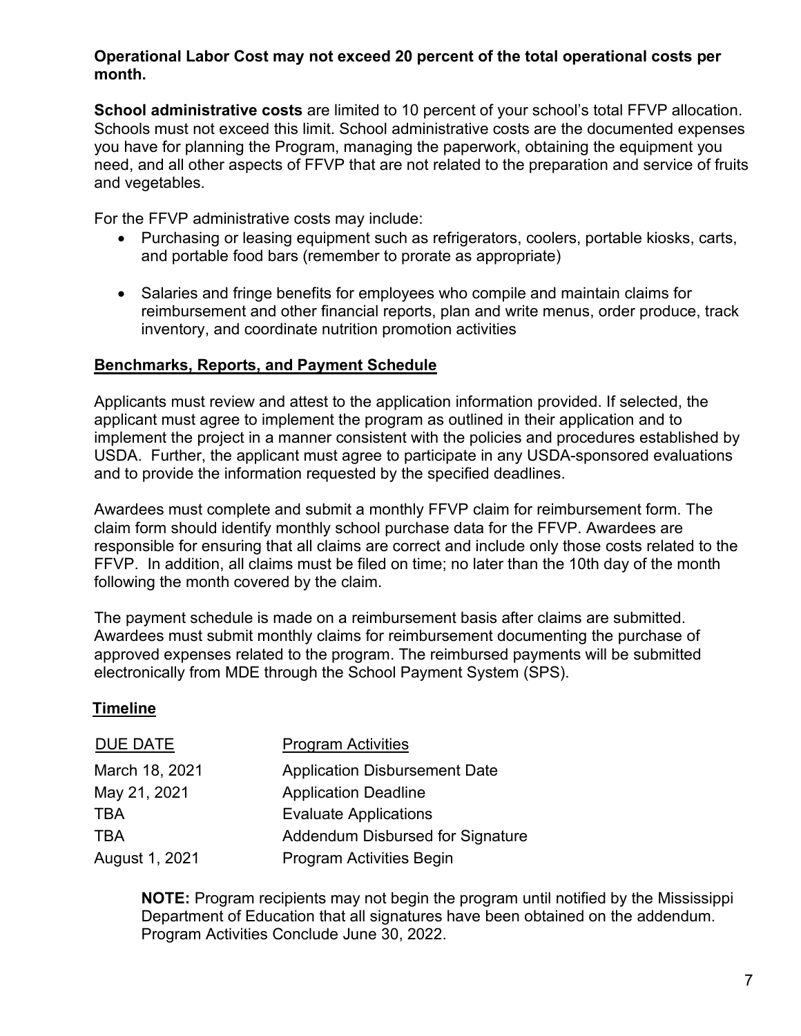**Operational Labor Cost may not exceed 20 percent of the total operational costs per month.**

**School administrative costs** are limited to 10 percent of your school's total FFVP allocation. Schools must not exceed this limit. School administrative costs are the documented expenses you have for planning the Program, managing the paperwork, obtaining the equipment you need, and all other aspects of FFVP that are not related to the preparation and service of fruits and vegetables.

For the FFVP administrative costs may include:

- Purchasing or leasing equipment such as refrigerators, coolers, portable kiosks, carts, and portable food bars (remember to prorate as appropriate)
- Salaries and fringe benefits for employees who compile and maintain claims for reimbursement and other financial reports, plan and write menus, order produce, track inventory, and coordinate nutrition promotion activities

## Benchmarks, Reports, and Payment Schedule

Applicants must review and attest to the application information provided. If selected, the applicant must agree to implement the program as outlined in their application and to implement the project in a manner consistent with the policies and procedures established by USDA. Further, the applicant must agree to participate in any USDA-sponsored evaluations and to provide the information requested by the specified deadlines.

Awardees must complete and submit a monthly FFVP claim for reimbursement form. The claim form should identify monthly school purchase data for the FFVP. Awardees are responsible for ensuring that all claims are correct and include only those costs related to the FFVP. In addition, all claims must be filed on time; no later than the 10th day of the month following the month covered by the claim.

The payment schedule is made on a reimbursement basis after claims are submitted. Awardees must submit monthly claims for reimbursement documenting the purchase of approved expenses related to the program. The reimbursed payments will be submitted electronically from MDE through the School Payment System (SPS).

## Timeline

| DUE DATE | Program Activities |
|---|---|
| March 18, 2021 | Application Disbursement Date |
| May 21, 2021 | Application Deadline |
| TBA | Evaluate Applications |
| TBA | Addendum Disbursed for Signature |
| August 1, 2021 | Program Activities Begin |

**NOTE:** Program recipients may not begin the program until notified by the Mississippi Department of Education that all signatures have been obtained on the addendum. Program Activities Conclude June 30, 2022.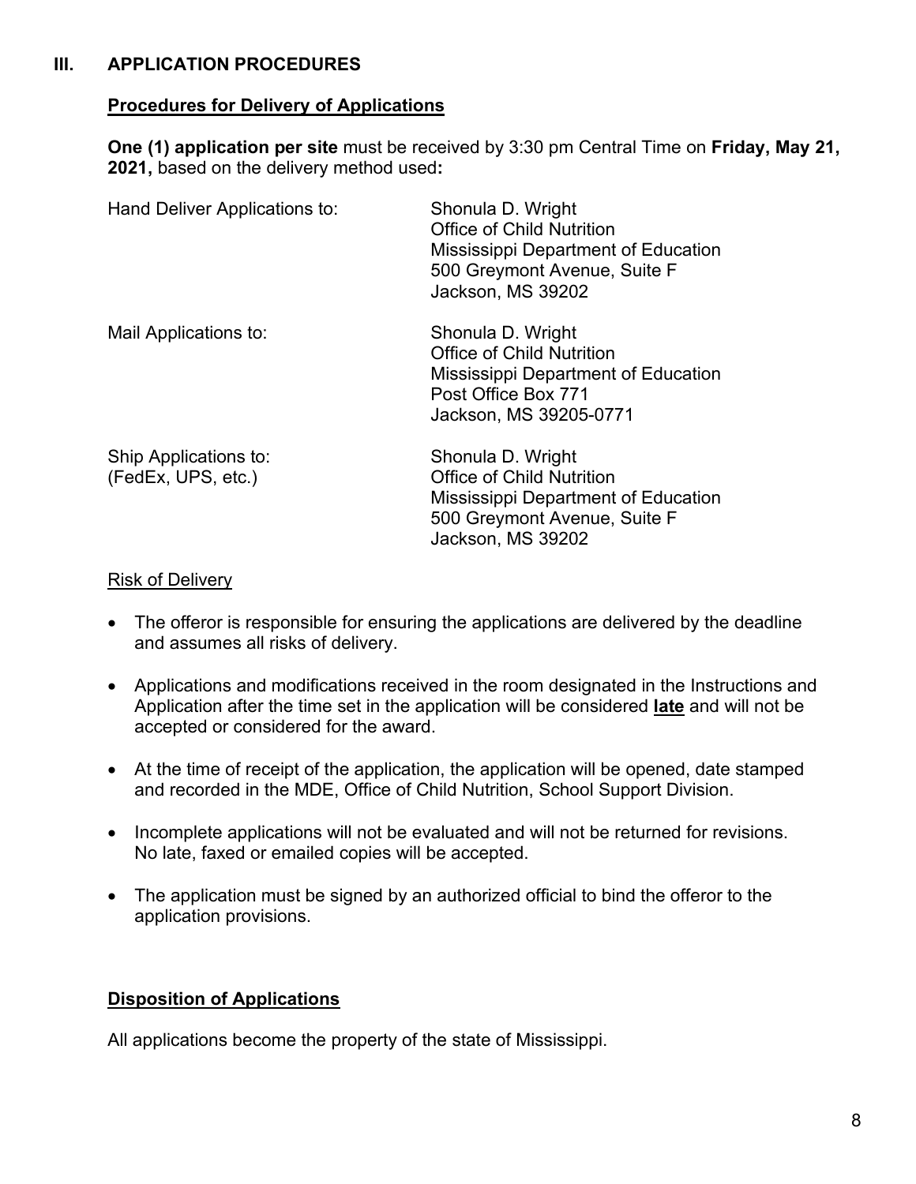## III. APPLICATION PROCEDURES

### Procedures for Delivery of Applications

**One (1) application per site** must be received by 3:30 pm Central Time on **Friday, May 21, 2021,** based on the delivery method used**:**

| | |
|---|---|
| Hand Deliver Applications to: | Shonula D. Wright<br>Office of Child Nutrition<br>Mississippi Department of Education<br>500 Greymont Avenue, Suite F<br>Jackson, MS 39202 |
| Mail Applications to: | Shonula D. Wright<br>Office of Child Nutrition<br>Mississippi Department of Education<br>Post Office Box 771<br>Jackson, MS 39205-0771 |
| Ship Applications to:<br>(FedEx, UPS, etc.) | Shonula D. Wright<br>Office of Child Nutrition<br>Mississippi Department of Education<br>500 Greymont Avenue, Suite F<br>Jackson, MS 39202 |

Risk of Delivery

- The offeror is responsible for ensuring the applications are delivered by the deadline and assumes all risks of delivery.
- Applications and modifications received in the room designated in the Instructions and Application after the time set in the application will be considered **late** and will not be accepted or considered for the award.
- At the time of receipt of the application, the application will be opened, date stamped and recorded in the MDE, Office of Child Nutrition, School Support Division.
- Incomplete applications will not be evaluated and will not be returned for revisions. No late, faxed or emailed copies will be accepted.
- The application must be signed by an authorized official to bind the offeror to the application provisions.

### Disposition of Applications

All applications become the property of the state of Mississippi.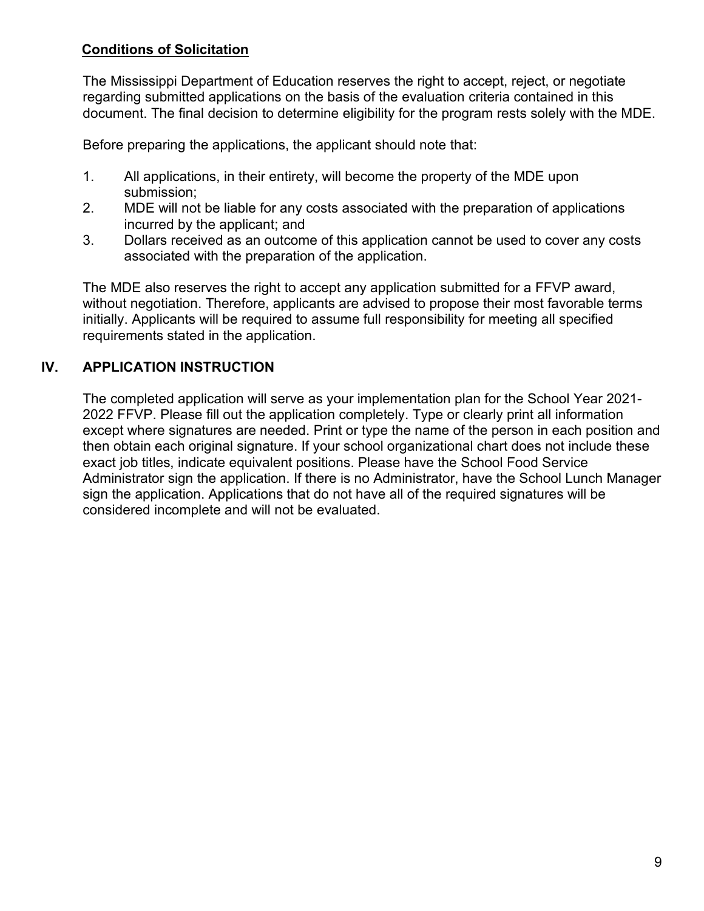**Conditions of Solicitation**

The Mississippi Department of Education reserves the right to accept, reject, or negotiate regarding submitted applications on the basis of the evaluation criteria contained in this document. The final decision to determine eligibility for the program rests solely with the MDE.

Before preparing the applications, the applicant should note that:

1. All applications, in their entirety, will become the property of the MDE upon submission;
2. MDE will not be liable for any costs associated with the preparation of applications incurred by the applicant; and
3. Dollars received as an outcome of this application cannot be used to cover any costs associated with the preparation of the application.

The MDE also reserves the right to accept any application submitted for a FFVP award, without negotiation. Therefore, applicants are advised to propose their most favorable terms initially. Applicants will be required to assume full responsibility for meeting all specified requirements stated in the application.

## IV. APPLICATION INSTRUCTION

The completed application will serve as your implementation plan for the School Year 2021-2022 FFVP. Please fill out the application completely. Type or clearly print all information except where signatures are needed. Print or type the name of the person in each position and then obtain each original signature. If your school organizational chart does not include these exact job titles, indicate equivalent positions. Please have the School Food Service Administrator sign the application. If there is no Administrator, have the School Lunch Manager sign the application. Applications that do not have all of the required signatures will be considered incomplete and will not be evaluated.